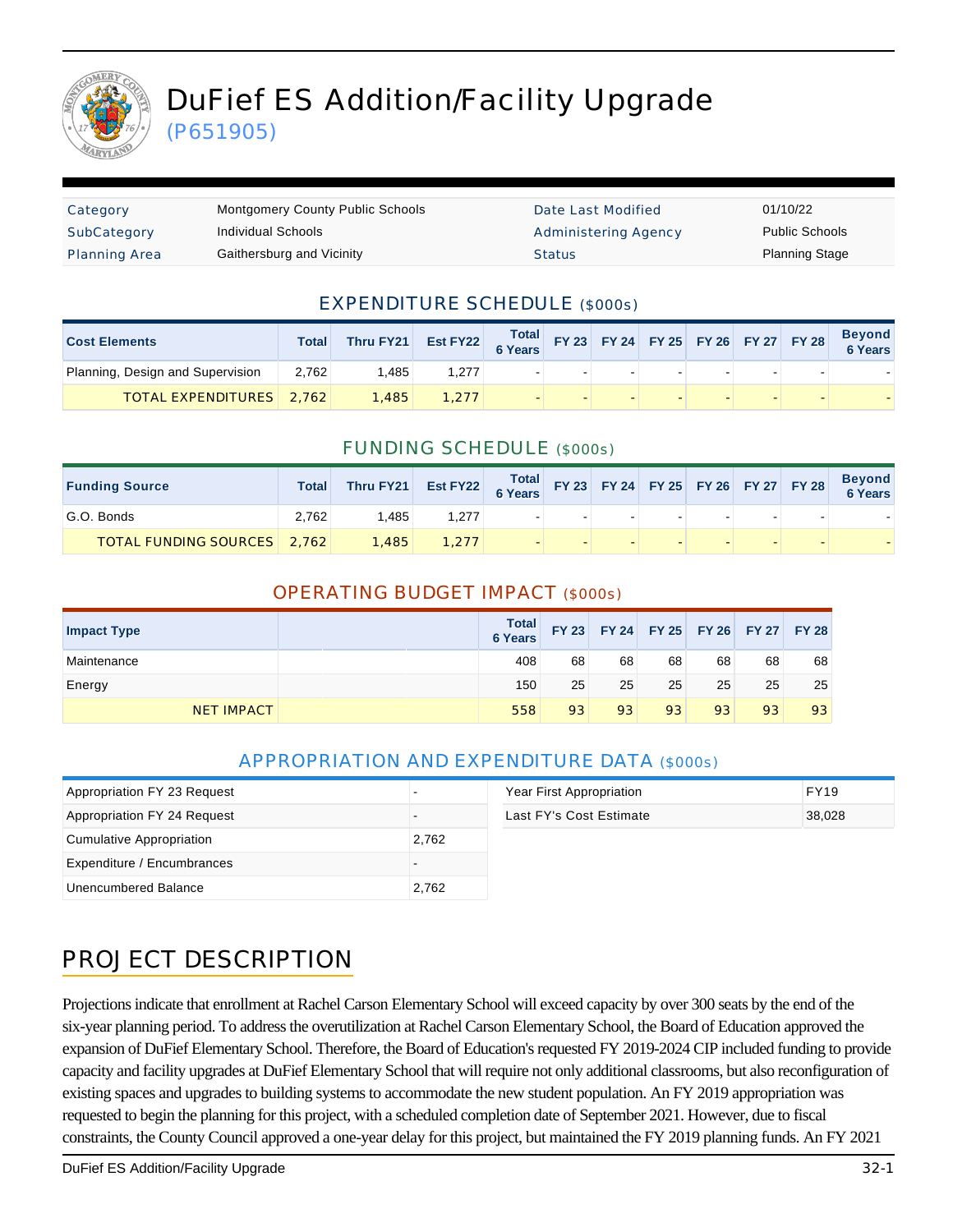# DuFief ES Addition/Facility Upgrade

(P651905)

| Category | Montgomery County Public Schools | Date Last Modified | 01/10/22 |
|---|---|---|---|
| SubCategory | Individual Schools | Administering Agency | Public Schools |
| Planning Area | Gaithersburg and Vicinity | Status | Planning Stage |

## EXPENDITURE SCHEDULE ($000s)

| Cost Elements | Total | Thru FY21 | Est FY22 | Total 6 Years | FY 23 | FY 24 | FY 25 | FY 26 | FY 27 | FY 28 | Beyond 6 Years |
|---|---|---|---|---|---|---|---|---|---|---|---|
| Planning, Design and Supervision | 2,762 | 1,485 | 1,277 | - | - | - | - | - | - | - | - |
| TOTAL EXPENDITURES | 2,762 | 1,485 | 1,277 | - | - | - | - | - | - | - | - |

## FUNDING SCHEDULE ($000s)

| Funding Source | Total | Thru FY21 | Est FY22 | Total 6 Years | FY 23 | FY 24 | FY 25 | FY 26 | FY 27 | FY 28 | Beyond 6 Years |
|---|---|---|---|---|---|---|---|---|---|---|---|
| G.O. Bonds | 2,762 | 1,485 | 1,277 | - | - | - | - | - | - | - | - |
| TOTAL FUNDING SOURCES | 2,762 | 1,485 | 1,277 | - | - | - | - | - | - | - | - |

## OPERATING BUDGET IMPACT ($000s)

| Impact Type | Total 6 Years | FY 23 | FY 24 | FY 25 | FY 26 | FY 27 | FY 28 |
|---|---|---|---|---|---|---|---|
| Maintenance | 408 | 68 | 68 | 68 | 68 | 68 | 68 |
| Energy | 150 | 25 | 25 | 25 | 25 | 25 | 25 |
| NET IMPACT | 558 | 93 | 93 | 93 | 93 | 93 | 93 |

## APPROPRIATION AND EXPENDITURE DATA ($000s)

| | |
|---|---|
| Appropriation FY 23 Request | - |
| Appropriation FY 24 Request | - |
| Cumulative Appropriation | 2,762 |
| Expenditure / Encumbrances | - |
| Unencumbered Balance | 2,762 |

| | |
|---|---|
| Year First Appropriation | FY19 |
| Last FY's Cost Estimate | 38,028 |

## PROJECT DESCRIPTION

Projections indicate that enrollment at Rachel Carson Elementary School will exceed capacity by over 300 seats by the end of the six-year planning period. To address the overutilization at Rachel Carson Elementary School, the Board of Education approved the expansion of DuFief Elementary School. Therefore, the Board of Education's requested FY 2019-2024 CIP included funding to provide capacity and facility upgrades at DuFief Elementary School that will require not only additional classrooms, but also reconfiguration of existing spaces and upgrades to building systems to accommodate the new student population. An FY 2019 appropriation was requested to begin the planning for this project, with a scheduled completion date of September 2021. However, due to fiscal constraints, the County Council approved a one-year delay for this project, but maintained the FY 2019 planning funds. An FY 2021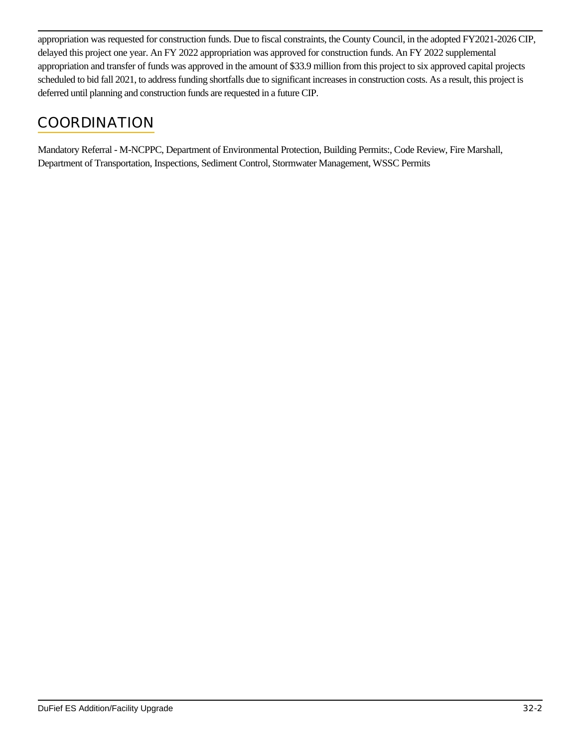appropriation was requested for construction funds. Due to fiscal constraints, the County Council, in the adopted FY2021-2026 CIP, delayed this project one year. An FY 2022 appropriation was approved for construction funds. An FY 2022 supplemental appropriation and transfer of funds was approved in the amount of $33.9 million from this project to six approved capital projects scheduled to bid fall 2021, to address funding shortfalls due to significant increases in construction costs. As a result, this project is deferred until planning and construction funds are requested in a future CIP.

## COORDINATION

Mandatory Referral - M-NCPPC, Department of Environmental Protection, Building Permits:, Code Review, Fire Marshall, Department of Transportation, Inspections, Sediment Control, Stormwater Management, WSSC Permits